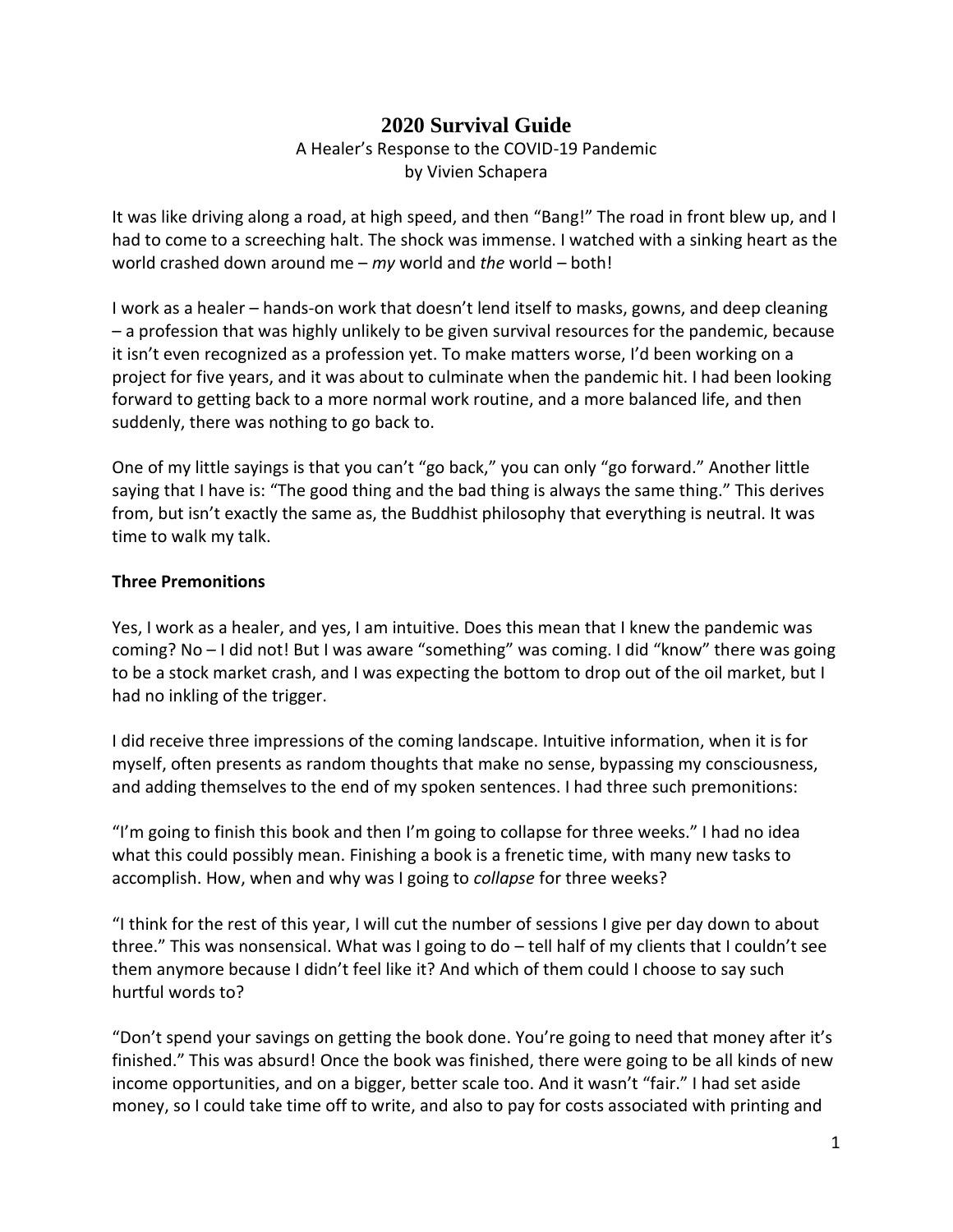# 2020 Survival Guide

A Healer's Response to the COVID-19 Pandemic
by Vivien Schapera

It was like driving along a road, at high speed, and then "Bang!" The road in front blew up, and I had to come to a screeching halt. The shock was immense. I watched with a sinking heart as the world crashed down around me – *my* world and *the* world – both!

I work as a healer – hands-on work that doesn't lend itself to masks, gowns, and deep cleaning – a profession that was highly unlikely to be given survival resources for the pandemic, because it isn't even recognized as a profession yet. To make matters worse, I'd been working on a project for five years, and it was about to culminate when the pandemic hit. I had been looking forward to getting back to a more normal work routine, and a more balanced life, and then suddenly, there was nothing to go back to.

One of my little sayings is that you can't "go back," you can only "go forward." Another little saying that I have is: "The good thing and the bad thing is always the same thing." This derives from, but isn't exactly the same as, the Buddhist philosophy that everything is neutral. It was time to walk my talk.

**Three Premonitions**

Yes, I work as a healer, and yes, I am intuitive. Does this mean that I knew the pandemic was coming? No – I did not! But I was aware "something" was coming. I did "know" there was going to be a stock market crash, and I was expecting the bottom to drop out of the oil market, but I had no inkling of the trigger.

I did receive three impressions of the coming landscape. Intuitive information, when it is for myself, often presents as random thoughts that make no sense, bypassing my consciousness, and adding themselves to the end of my spoken sentences. I had three such premonitions:

"I'm going to finish this book and then I'm going to collapse for three weeks." I had no idea what this could possibly mean. Finishing a book is a frenetic time, with many new tasks to accomplish. How, when and why was I going to *collapse* for three weeks?

"I think for the rest of this year, I will cut the number of sessions I give per day down to about three." This was nonsensical. What was I going to do – tell half of my clients that I couldn't see them anymore because I didn't feel like it? And which of them could I choose to say such hurtful words to?

"Don't spend your savings on getting the book done. You're going to need that money after it's finished." This was absurd! Once the book was finished, there were going to be all kinds of new income opportunities, and on a bigger, better scale too. And it wasn't "fair." I had set aside money, so I could take time off to write, and also to pay for costs associated with printing and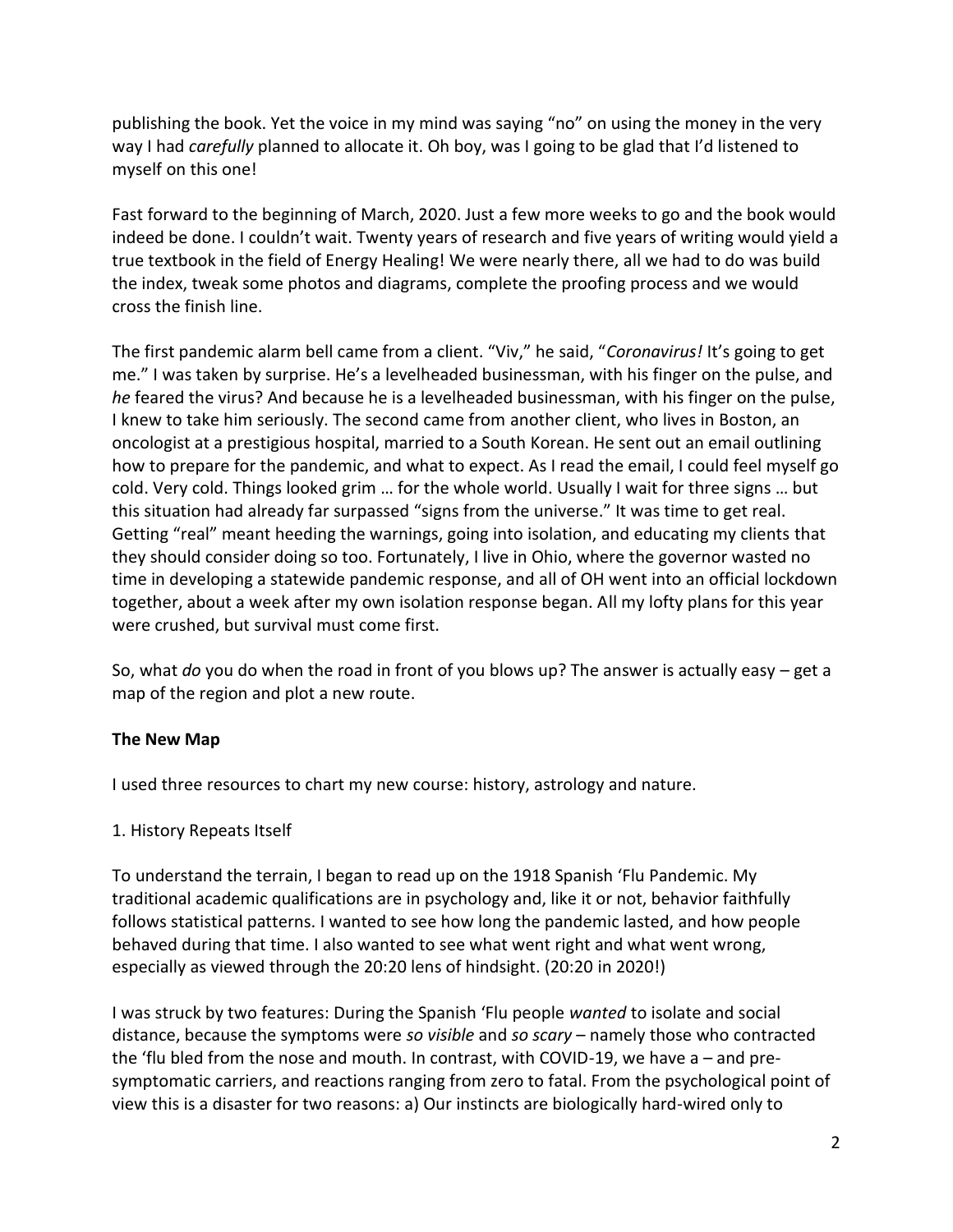publishing the book. Yet the voice in my mind was saying "no" on using the money in the very way I had *carefully* planned to allocate it. Oh boy, was I going to be glad that I'd listened to myself on this one!

Fast forward to the beginning of March, 2020. Just a few more weeks to go and the book would indeed be done. I couldn't wait. Twenty years of research and five years of writing would yield a true textbook in the field of Energy Healing! We were nearly there, all we had to do was build the index, tweak some photos and diagrams, complete the proofing process and we would cross the finish line.

The first pandemic alarm bell came from a client. "Viv," he said, "*Coronavirus!* It's going to get me." I was taken by surprise. He's a levelheaded businessman, with his finger on the pulse, and *he* feared the virus? And because he is a levelheaded businessman, with his finger on the pulse, I knew to take him seriously. The second came from another client, who lives in Boston, an oncologist at a prestigious hospital, married to a South Korean. He sent out an email outlining how to prepare for the pandemic, and what to expect. As I read the email, I could feel myself go cold. Very cold. Things looked grim … for the whole world. Usually I wait for three signs … but this situation had already far surpassed "signs from the universe." It was time to get real. Getting "real" meant heeding the warnings, going into isolation, and educating my clients that they should consider doing so too. Fortunately, I live in Ohio, where the governor wasted no time in developing a statewide pandemic response, and all of OH went into an official lockdown together, about a week after my own isolation response began. All my lofty plans for this year were crushed, but survival must come first.

So, what *do* you do when the road in front of you blows up? The answer is actually easy – get a map of the region and plot a new route.

**The New Map**

I used three resources to chart my new course: history, astrology and nature.

1. History Repeats Itself

To understand the terrain, I began to read up on the 1918 Spanish 'Flu Pandemic. My traditional academic qualifications are in psychology and, like it or not, behavior faithfully follows statistical patterns. I wanted to see how long the pandemic lasted, and how people behaved during that time. I also wanted to see what went right and what went wrong, especially as viewed through the 20:20 lens of hindsight. (20:20 in 2020!)

I was struck by two features: During the Spanish 'Flu people *wanted* to isolate and social distance, because the symptoms were *so visible* and *so scary* – namely those who contracted the 'flu bled from the nose and mouth. In contrast, with COVID-19, we have a – and pre-symptomatic carriers, and reactions ranging from zero to fatal. From the psychological point of view this is a disaster for two reasons: a) Our instincts are biologically hard-wired only to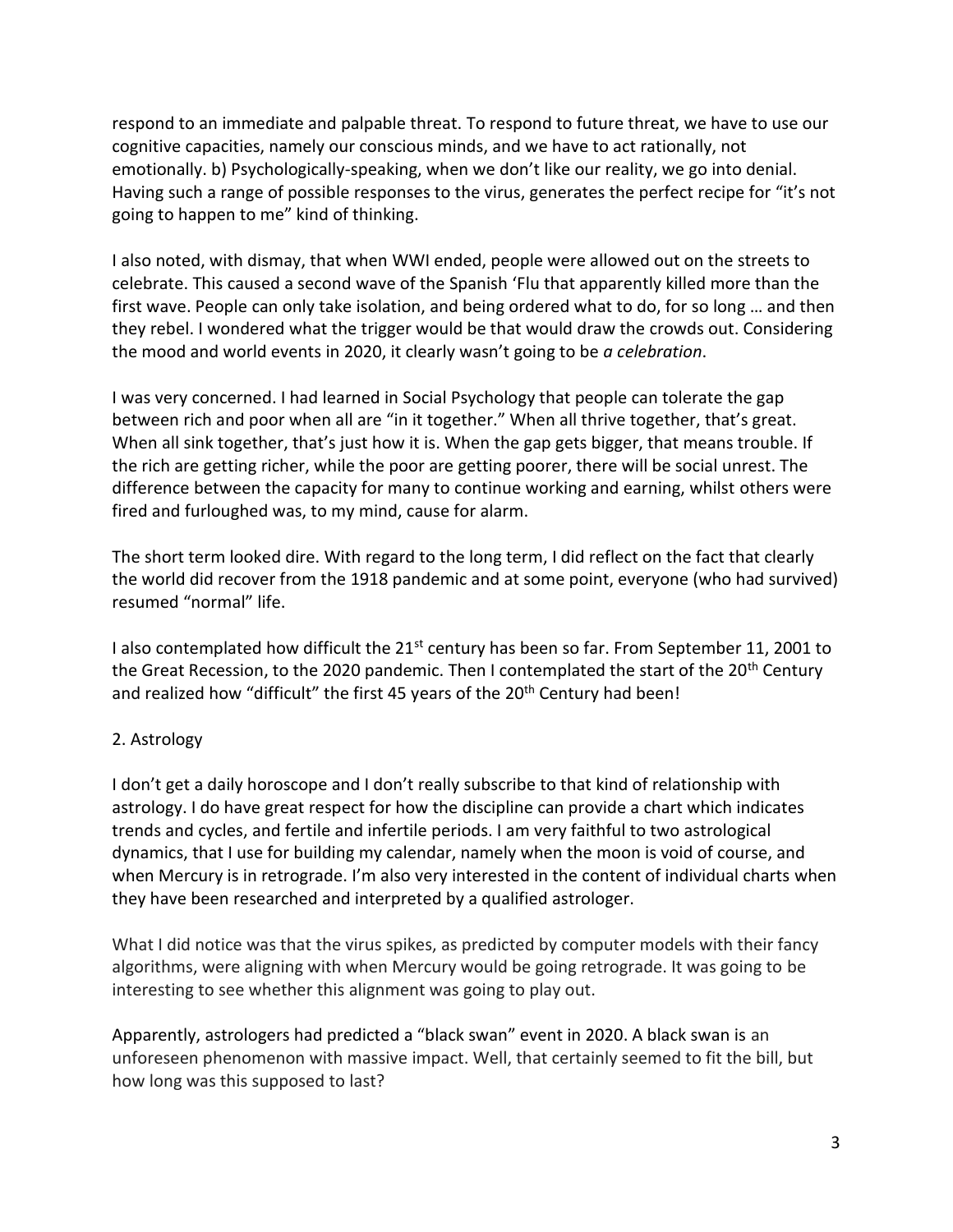respond to an immediate and palpable threat. To respond to future threat, we have to use our cognitive capacities, namely our conscious minds, and we have to act rationally, not emotionally. b) Psychologically-speaking, when we don't like our reality, we go into denial. Having such a range of possible responses to the virus, generates the perfect recipe for "it's not going to happen to me" kind of thinking.

I also noted, with dismay, that when WWI ended, people were allowed out on the streets to celebrate. This caused a second wave of the Spanish 'Flu that apparently killed more than the first wave. People can only take isolation, and being ordered what to do, for so long … and then they rebel. I wondered what the trigger would be that would draw the crowds out. Considering the mood and world events in 2020, it clearly wasn't going to be *a celebration*.

I was very concerned. I had learned in Social Psychology that people can tolerate the gap between rich and poor when all are "in it together." When all thrive together, that's great. When all sink together, that's just how it is. When the gap gets bigger, that means trouble. If the rich are getting richer, while the poor are getting poorer, there will be social unrest. The difference between the capacity for many to continue working and earning, whilst others were fired and furloughed was, to my mind, cause for alarm.

The short term looked dire. With regard to the long term, I did reflect on the fact that clearly the world did recover from the 1918 pandemic and at some point, everyone (who had survived) resumed "normal" life.

I also contemplated how difficult the 21st century has been so far. From September 11, 2001 to the Great Recession, to the 2020 pandemic. Then I contemplated the start of the 20th Century and realized how "difficult" the first 45 years of the 20th Century had been!

2. Astrology

I don't get a daily horoscope and I don't really subscribe to that kind of relationship with astrology. I do have great respect for how the discipline can provide a chart which indicates trends and cycles, and fertile and infertile periods. I am very faithful to two astrological dynamics, that I use for building my calendar, namely when the moon is void of course, and when Mercury is in retrograde. I'm also very interested in the content of individual charts when they have been researched and interpreted by a qualified astrologer.

What I did notice was that the virus spikes, as predicted by computer models with their fancy algorithms, were aligning with when Mercury would be going retrograde. It was going to be interesting to see whether this alignment was going to play out.

Apparently, astrologers had predicted a "black swan" event in 2020. A black swan is an unforeseen phenomenon with massive impact. Well, that certainly seemed to fit the bill, but how long was this supposed to last?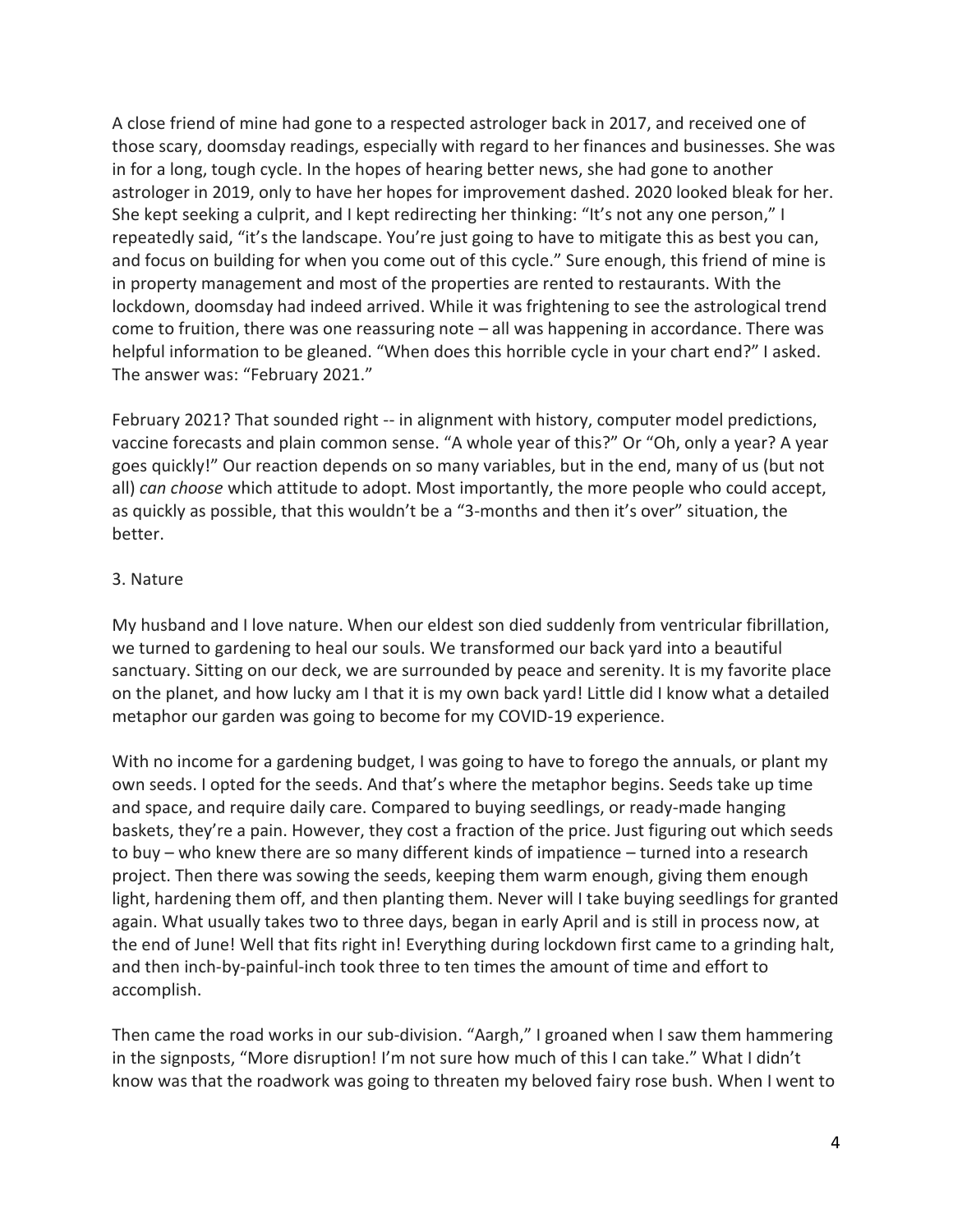A close friend of mine had gone to a respected astrologer back in 2017, and received one of those scary, doomsday readings, especially with regard to her finances and businesses. She was in for a long, tough cycle. In the hopes of hearing better news, she had gone to another astrologer in 2019, only to have her hopes for improvement dashed. 2020 looked bleak for her. She kept seeking a culprit, and I kept redirecting her thinking: "It's not any one person," I repeatedly said, "it's the landscape. You're just going to have to mitigate this as best you can, and focus on building for when you come out of this cycle." Sure enough, this friend of mine is in property management and most of the properties are rented to restaurants. With the lockdown, doomsday had indeed arrived. While it was frightening to see the astrological trend come to fruition, there was one reassuring note – all was happening in accordance. There was helpful information to be gleaned. "When does this horrible cycle in your chart end?" I asked. The answer was: "February 2021."

February 2021? That sounded right -- in alignment with history, computer model predictions, vaccine forecasts and plain common sense. "A whole year of this?" Or "Oh, only a year? A year goes quickly!" Our reaction depends on so many variables, but in the end, many of us (but not all) *can choose* which attitude to adopt. Most importantly, the more people who could accept, as quickly as possible, that this wouldn't be a "3-months and then it's over" situation, the better.

3. Nature

My husband and I love nature. When our eldest son died suddenly from ventricular fibrillation, we turned to gardening to heal our souls. We transformed our back yard into a beautiful sanctuary. Sitting on our deck, we are surrounded by peace and serenity. It is my favorite place on the planet, and how lucky am I that it is my own back yard! Little did I know what a detailed metaphor our garden was going to become for my COVID-19 experience.

With no income for a gardening budget, I was going to have to forego the annuals, or plant my own seeds. I opted for the seeds. And that's where the metaphor begins. Seeds take up time and space, and require daily care. Compared to buying seedlings, or ready-made hanging baskets, they're a pain. However, they cost a fraction of the price. Just figuring out which seeds to buy – who knew there are so many different kinds of impatience – turned into a research project. Then there was sowing the seeds, keeping them warm enough, giving them enough light, hardening them off, and then planting them. Never will I take buying seedlings for granted again. What usually takes two to three days, began in early April and is still in process now, at the end of June! Well that fits right in! Everything during lockdown first came to a grinding halt, and then inch-by-painful-inch took three to ten times the amount of time and effort to accomplish.

Then came the road works in our sub-division. "Aargh," I groaned when I saw them hammering in the signposts, "More disruption! I'm not sure how much of this I can take." What I didn't know was that the roadwork was going to threaten my beloved fairy rose bush. When I went to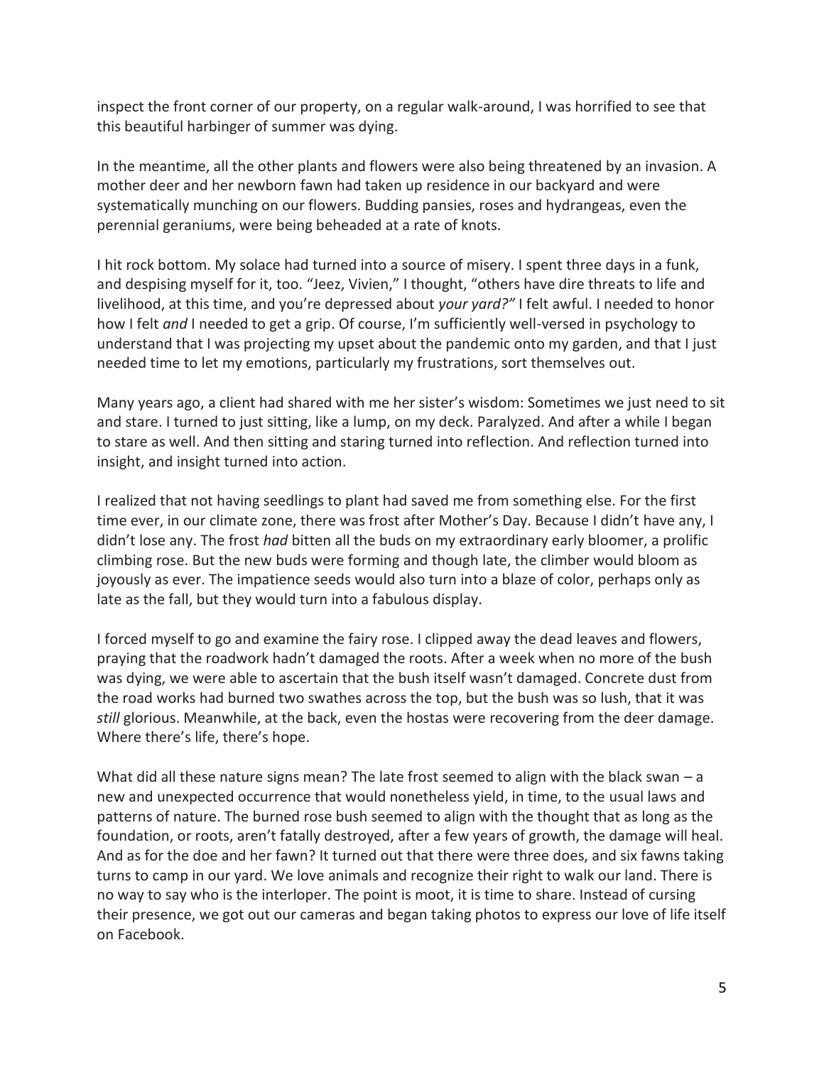inspect the front corner of our property, on a regular walk-around, I was horrified to see that this beautiful harbinger of summer was dying.

In the meantime, all the other plants and flowers were also being threatened by an invasion. A mother deer and her newborn fawn had taken up residence in our backyard and were systematically munching on our flowers. Budding pansies, roses and hydrangeas, even the perennial geraniums, were being beheaded at a rate of knots.

I hit rock bottom. My solace had turned into a source of misery. I spent three days in a funk, and despising myself for it, too. "Jeez, Vivien," I thought, "others have dire threats to life and livelihood, at this time, and you're depressed about *your yard?"* I felt awful. I needed to honor how I felt *and* I needed to get a grip. Of course, I'm sufficiently well-versed in psychology to understand that I was projecting my upset about the pandemic onto my garden, and that I just needed time to let my emotions, particularly my frustrations, sort themselves out.

Many years ago, a client had shared with me her sister's wisdom: Sometimes we just need to sit and stare. I turned to just sitting, like a lump, on my deck. Paralyzed. And after a while I began to stare as well. And then sitting and staring turned into reflection. And reflection turned into insight, and insight turned into action.

I realized that not having seedlings to plant had saved me from something else. For the first time ever, in our climate zone, there was frost after Mother's Day. Because I didn't have any, I didn't lose any. The frost *had* bitten all the buds on my extraordinary early bloomer, a prolific climbing rose. But the new buds were forming and though late, the climber would bloom as joyously as ever. The impatience seeds would also turn into a blaze of color, perhaps only as late as the fall, but they would turn into a fabulous display.

I forced myself to go and examine the fairy rose. I clipped away the dead leaves and flowers, praying that the roadwork hadn't damaged the roots. After a week when no more of the bush was dying, we were able to ascertain that the bush itself wasn't damaged. Concrete dust from the road works had burned two swathes across the top, but the bush was so lush, that it was *still* glorious. Meanwhile, at the back, even the hostas were recovering from the deer damage. Where there's life, there's hope.

What did all these nature signs mean? The late frost seemed to align with the black swan – a new and unexpected occurrence that would nonetheless yield, in time, to the usual laws and patterns of nature. The burned rose bush seemed to align with the thought that as long as the foundation, or roots, aren't fatally destroyed, after a few years of growth, the damage will heal. And as for the doe and her fawn? It turned out that there were three does, and six fawns taking turns to camp in our yard. We love animals and recognize their right to walk our land. There is no way to say who is the interloper. The point is moot, it is time to share. Instead of cursing their presence, we got out our cameras and began taking photos to express our love of life itself on Facebook.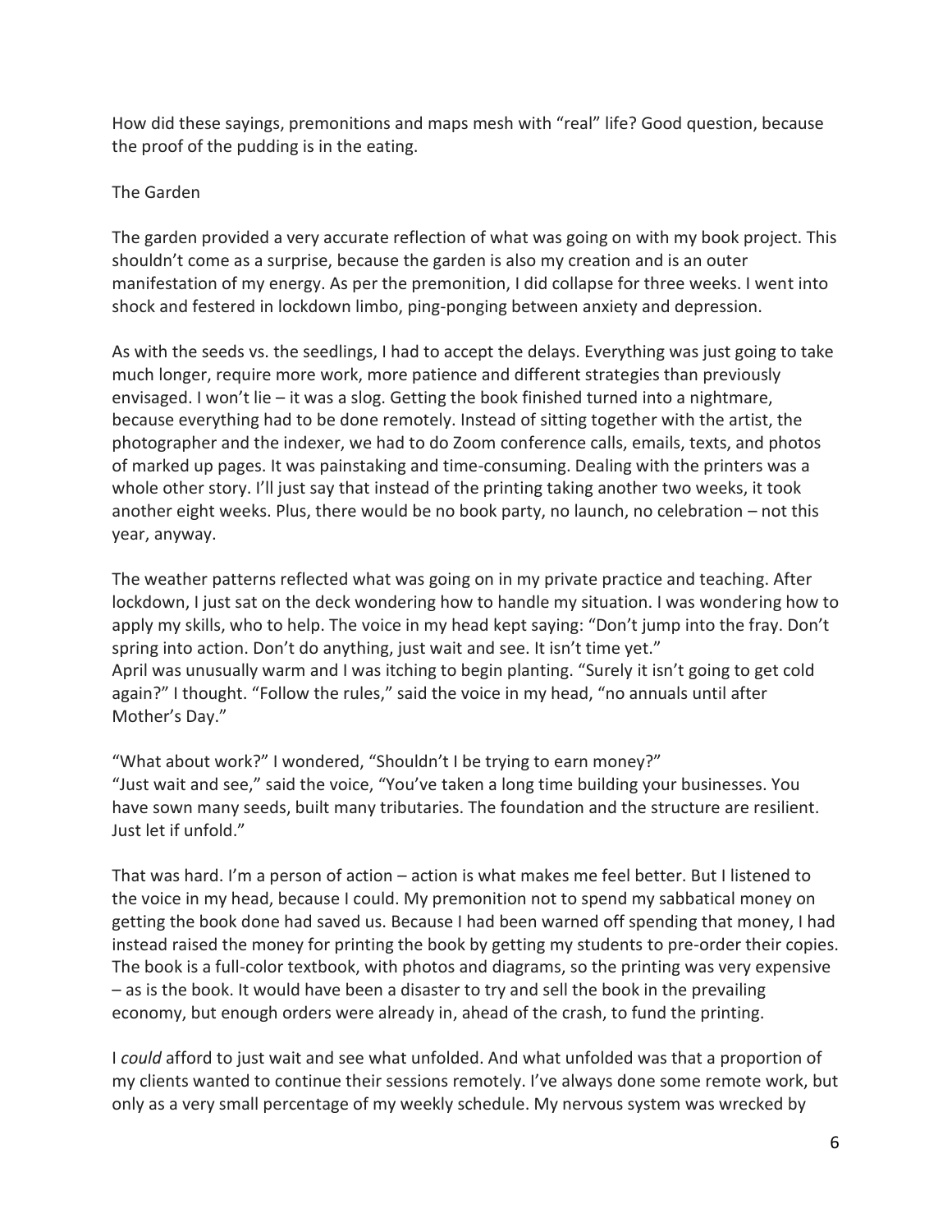How did these sayings, premonitions and maps mesh with "real" life? Good question, because the proof of the pudding is in the eating.

## The Garden

The garden provided a very accurate reflection of what was going on with my book project. This shouldn't come as a surprise, because the garden is also my creation and is an outer manifestation of my energy. As per the premonition, I did collapse for three weeks. I went into shock and festered in lockdown limbo, ping-ponging between anxiety and depression.

As with the seeds vs. the seedlings, I had to accept the delays. Everything was just going to take much longer, require more work, more patience and different strategies than previously envisaged. I won't lie – it was a slog. Getting the book finished turned into a nightmare, because everything had to be done remotely. Instead of sitting together with the artist, the photographer and the indexer, we had to do Zoom conference calls, emails, texts, and photos of marked up pages. It was painstaking and time-consuming. Dealing with the printers was a whole other story. I'll just say that instead of the printing taking another two weeks, it took another eight weeks. Plus, there would be no book party, no launch, no celebration – not this year, anyway.

The weather patterns reflected what was going on in my private practice and teaching. After lockdown, I just sat on the deck wondering how to handle my situation. I was wondering how to apply my skills, who to help. The voice in my head kept saying: "Don't jump into the fray. Don't spring into action. Don't do anything, just wait and see. It isn't time yet."
April was unusually warm and I was itching to begin planting. "Surely it isn't going to get cold again?" I thought. "Follow the rules," said the voice in my head, "no annuals until after Mother's Day."

"What about work?" I wondered, "Shouldn't I be trying to earn money?"
"Just wait and see," said the voice, "You've taken a long time building your businesses. You have sown many seeds, built many tributaries. The foundation and the structure are resilient. Just let if unfold."

That was hard. I'm a person of action – action is what makes me feel better. But I listened to the voice in my head, because I could. My premonition not to spend my sabbatical money on getting the book done had saved us. Because I had been warned off spending that money, I had instead raised the money for printing the book by getting my students to pre-order their copies. The book is a full-color textbook, with photos and diagrams, so the printing was very expensive – as is the book. It would have been a disaster to try and sell the book in the prevailing economy, but enough orders were already in, ahead of the crash, to fund the printing.

I *could* afford to just wait and see what unfolded. And what unfolded was that a proportion of my clients wanted to continue their sessions remotely. I've always done some remote work, but only as a very small percentage of my weekly schedule. My nervous system was wrecked by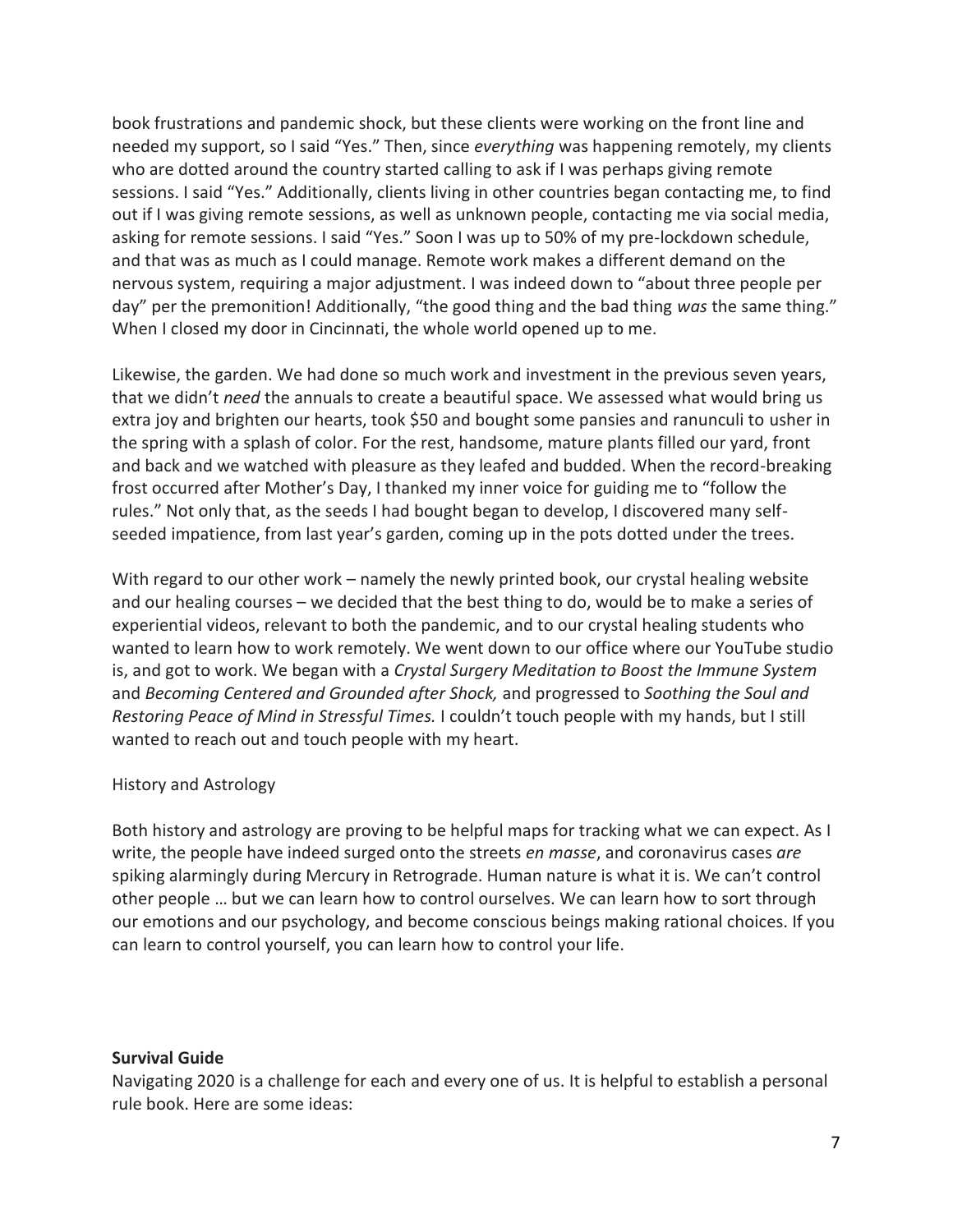book frustrations and pandemic shock, but these clients were working on the front line and needed my support, so I said "Yes." Then, since *everything* was happening remotely, my clients who are dotted around the country started calling to ask if I was perhaps giving remote sessions. I said "Yes." Additionally, clients living in other countries began contacting me, to find out if I was giving remote sessions, as well as unknown people, contacting me via social media, asking for remote sessions. I said "Yes." Soon I was up to 50% of my pre-lockdown schedule, and that was as much as I could manage. Remote work makes a different demand on the nervous system, requiring a major adjustment. I was indeed down to "about three people per day" per the premonition! Additionally, "the good thing and the bad thing *was* the same thing." When I closed my door in Cincinnati, the whole world opened up to me.

Likewise, the garden. We had done so much work and investment in the previous seven years, that we didn't *need* the annuals to create a beautiful space. We assessed what would bring us extra joy and brighten our hearts, took $50 and bought some pansies and ranunculi to usher in the spring with a splash of color. For the rest, handsome, mature plants filled our yard, front and back and we watched with pleasure as they leafed and budded. When the record-breaking frost occurred after Mother's Day, I thanked my inner voice for guiding me to "follow the rules." Not only that, as the seeds I had bought began to develop, I discovered many self-seeded impatience, from last year's garden, coming up in the pots dotted under the trees.

With regard to our other work – namely the newly printed book, our crystal healing website and our healing courses – we decided that the best thing to do, would be to make a series of experiential videos, relevant to both the pandemic, and to our crystal healing students who wanted to learn how to work remotely. We went down to our office where our YouTube studio is, and got to work. We began with a *Crystal Surgery Meditation to Boost the Immune System* and *Becoming Centered and Grounded after Shock,* and progressed to *Soothing the Soul and Restoring Peace of Mind in Stressful Times.* I couldn't touch people with my hands, but I still wanted to reach out and touch people with my heart.

History and Astrology

Both history and astrology are proving to be helpful maps for tracking what we can expect. As I write, the people have indeed surged onto the streets *en masse*, and coronavirus cases *are* spiking alarmingly during Mercury in Retrograde. Human nature is what it is. We can't control other people … but we can learn how to control ourselves. We can learn how to sort through our emotions and our psychology, and become conscious beings making rational choices. If you can learn to control yourself, you can learn how to control your life.

**Survival Guide**

Navigating 2020 is a challenge for each and every one of us. It is helpful to establish a personal rule book. Here are some ideas: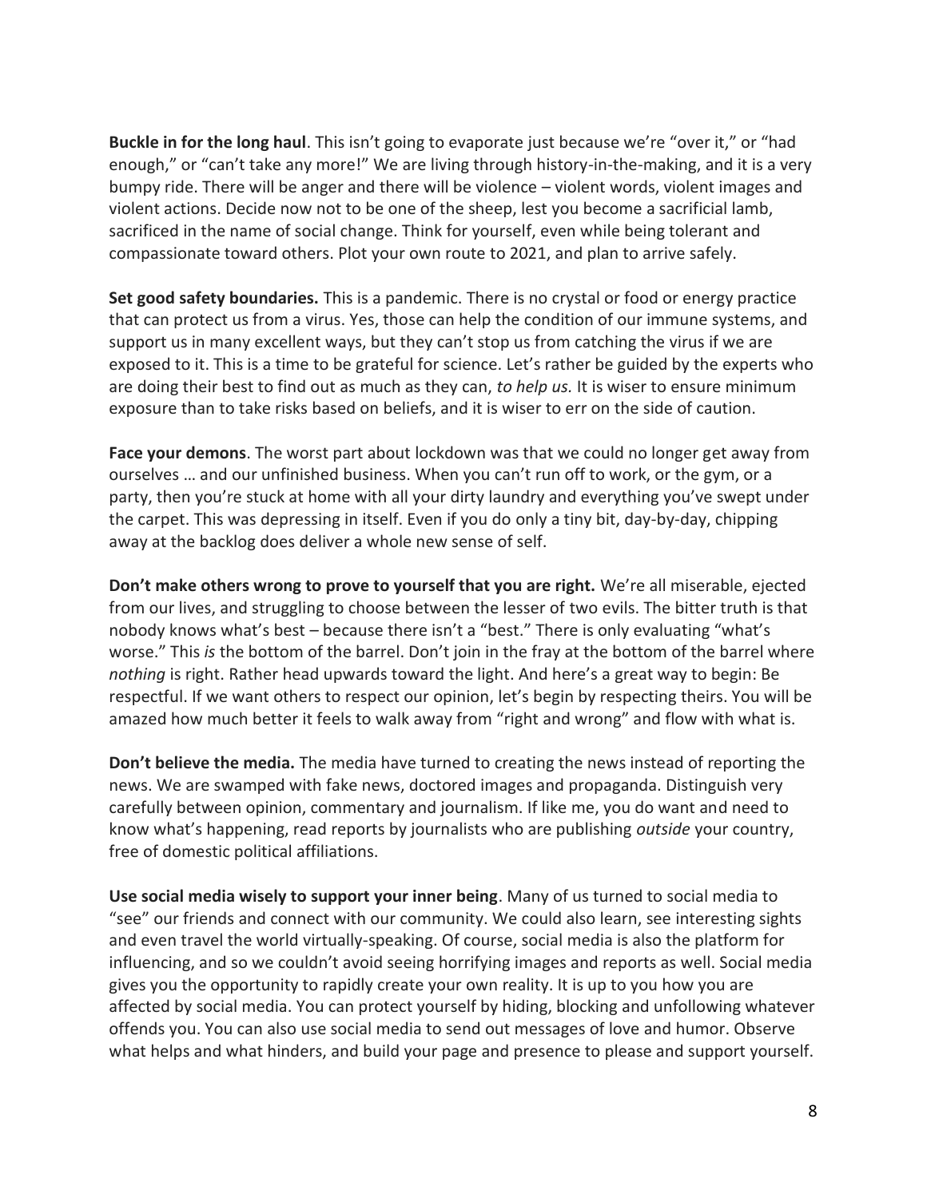**Buckle in for the long haul**. This isn't going to evaporate just because we're "over it," or "had enough," or "can't take any more!" We are living through history-in-the-making, and it is a very bumpy ride. There will be anger and there will be violence – violent words, violent images and violent actions. Decide now not to be one of the sheep, lest you become a sacrificial lamb, sacrificed in the name of social change. Think for yourself, even while being tolerant and compassionate toward others. Plot your own route to 2021, and plan to arrive safely.

**Set good safety boundaries.** This is a pandemic. There is no crystal or food or energy practice that can protect us from a virus. Yes, those can help the condition of our immune systems, and support us in many excellent ways, but they can't stop us from catching the virus if we are exposed to it. This is a time to be grateful for science. Let's rather be guided by the experts who are doing their best to find out as much as they can, *to help us.* It is wiser to ensure minimum exposure than to take risks based on beliefs, and it is wiser to err on the side of caution.

**Face your demons**. The worst part about lockdown was that we could no longer get away from ourselves … and our unfinished business. When you can't run off to work, or the gym, or a party, then you're stuck at home with all your dirty laundry and everything you've swept under the carpet. This was depressing in itself. Even if you do only a tiny bit, day-by-day, chipping away at the backlog does deliver a whole new sense of self.

**Don't make others wrong to prove to yourself that you are right.** We're all miserable, ejected from our lives, and struggling to choose between the lesser of two evils. The bitter truth is that nobody knows what's best – because there isn't a "best." There is only evaluating "what's worse." This *is* the bottom of the barrel. Don't join in the fray at the bottom of the barrel where *nothing* is right. Rather head upwards toward the light. And here's a great way to begin: Be respectful. If we want others to respect our opinion, let's begin by respecting theirs. You will be amazed how much better it feels to walk away from "right and wrong" and flow with what is.

**Don't believe the media.** The media have turned to creating the news instead of reporting the news. We are swamped with fake news, doctored images and propaganda. Distinguish very carefully between opinion, commentary and journalism. If like me, you do want and need to know what's happening, read reports by journalists who are publishing *outside* your country, free of domestic political affiliations.

**Use social media wisely to support your inner being**. Many of us turned to social media to "see" our friends and connect with our community. We could also learn, see interesting sights and even travel the world virtually-speaking. Of course, social media is also the platform for influencing, and so we couldn't avoid seeing horrifying images and reports as well. Social media gives you the opportunity to rapidly create your own reality. It is up to you how you are affected by social media. You can protect yourself by hiding, blocking and unfollowing whatever offends you. You can also use social media to send out messages of love and humor. Observe what helps and what hinders, and build your page and presence to please and support yourself.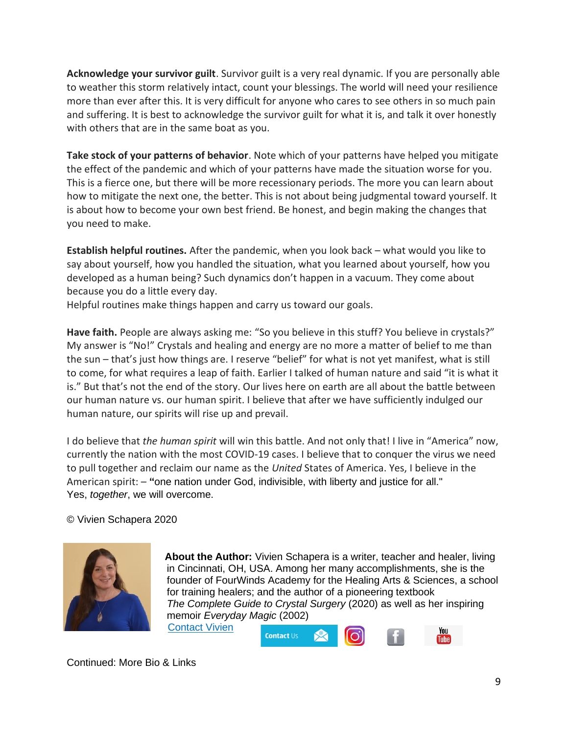**Acknowledge your survivor guilt**. Survivor guilt is a very real dynamic. If you are personally able to weather this storm relatively intact, count your blessings. The world will need your resilience more than ever after this. It is very difficult for anyone who cares to see others in so much pain and suffering. It is best to acknowledge the survivor guilt for what it is, and talk it over honestly with others that are in the same boat as you.

**Take stock of your patterns of behavior**. Note which of your patterns have helped you mitigate the effect of the pandemic and which of your patterns have made the situation worse for you. This is a fierce one, but there will be more recessionary periods. The more you can learn about how to mitigate the next one, the better. This is not about being judgmental toward yourself. It is about how to become your own best friend. Be honest, and begin making the changes that you need to make.

**Establish helpful routines.** After the pandemic, when you look back – what would you like to say about yourself, how you handled the situation, what you learned about yourself, how you developed as a human being? Such dynamics don't happen in a vacuum. They come about because you do a little every day.
Helpful routines make things happen and carry us toward our goals.

**Have faith.** People are always asking me: "So you believe in this stuff? You believe in crystals?" My answer is "No!" Crystals and healing and energy are no more a matter of belief to me than the sun – that's just how things are. I reserve "belief" for what is not yet manifest, what is still to come, for what requires a leap of faith. Earlier I talked of human nature and said "it is what it is." But that's not the end of the story. Our lives here on earth are all about the battle between our human nature vs. our human spirit. I believe that after we have sufficiently indulged our human nature, our spirits will rise up and prevail.

I do believe that *the human spirit* will win this battle. And not only that! I live in "America" now, currently the nation with the most COVID-19 cases. I believe that to conquer the virus we need to pull together and reclaim our name as the *United* States of America. Yes, I believe in the American spirit: – "one nation under God, indivisible, with liberty and justice for all."
Yes, *together*, we will overcome.

© Vivien Schapera 2020

**About the Author:** Vivien Schapera is a writer, teacher and healer, living in Cincinnati, OH, USA. Among her many accomplishments, she is the founder of FourWinds Academy for the Healing Arts & Sciences, a school for training healers; and the author of a pioneering textbook *The Complete Guide to Crystal Surgery* (2020) as well as her inspiring memoir *Everyday Magic* (2002)
Contact Vivien

Continued: More Bio & Links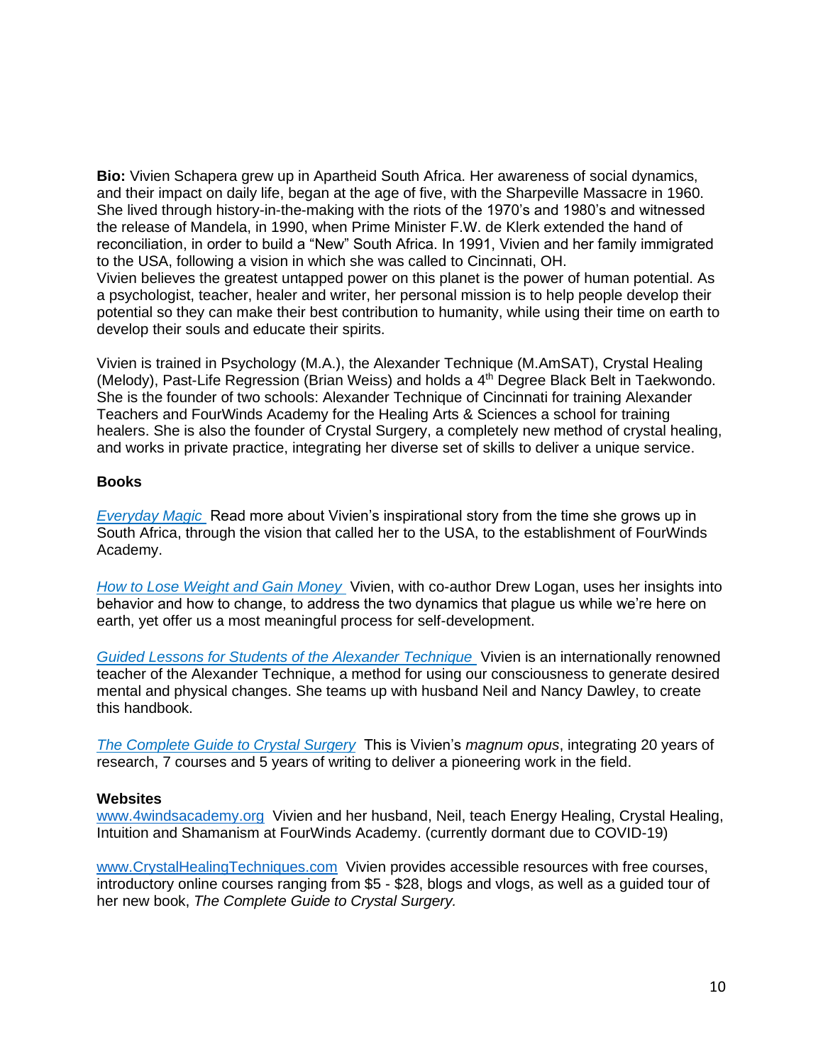**Bio:** Vivien Schapera grew up in Apartheid South Africa. Her awareness of social dynamics, and their impact on daily life, began at the age of five, with the Sharpeville Massacre in 1960. She lived through history-in-the-making with the riots of the 1970's and 1980's and witnessed the release of Mandela, in 1990, when Prime Minister F.W. de Klerk extended the hand of reconciliation, in order to build a "New" South Africa. In 1991, Vivien and her family immigrated to the USA, following a vision in which she was called to Cincinnati, OH.
Vivien believes the greatest untapped power on this planet is the power of human potential. As a psychologist, teacher, healer and writer, her personal mission is to help people develop their potential so they can make their best contribution to humanity, while using their time on earth to develop their souls and educate their spirits.

Vivien is trained in Psychology (M.A.), the Alexander Technique (M.AmSAT), Crystal Healing (Melody), Past-Life Regression (Brian Weiss) and holds a 4th Degree Black Belt in Taekwondo. She is the founder of two schools: Alexander Technique of Cincinnati for training Alexander Teachers and FourWinds Academy for the Healing Arts & Sciences a school for training healers. She is also the founder of Crystal Surgery, a completely new method of crystal healing, and works in private practice, integrating her diverse set of skills to deliver a unique service.

**Books**

*Everyday Magic* Read more about Vivien's inspirational story from the time she grows up in South Africa, through the vision that called her to the USA, to the establishment of FourWinds Academy.

*How to Lose Weight and Gain Money* Vivien, with co-author Drew Logan, uses her insights into behavior and how to change, to address the two dynamics that plague us while we're here on earth, yet offer us a most meaningful process for self-development.

*Guided Lessons for Students of the Alexander Technique* Vivien is an internationally renowned teacher of the Alexander Technique, a method for using our consciousness to generate desired mental and physical changes. She teams up with husband Neil and Nancy Dawley, to create this handbook.

*The Complete Guide to Crystal Surgery* This is Vivien's *magnum opus*, integrating 20 years of research, 7 courses and 5 years of writing to deliver a pioneering work in the field.

**Websites**

www.4windsacademy.org Vivien and her husband, Neil, teach Energy Healing, Crystal Healing, Intuition and Shamanism at FourWinds Academy. (currently dormant due to COVID-19)

www.CrystalHealingTechniques.com Vivien provides accessible resources with free courses, introductory online courses ranging from $5 - $28, blogs and vlogs, as well as a guided tour of her new book, *The Complete Guide to Crystal Surgery.*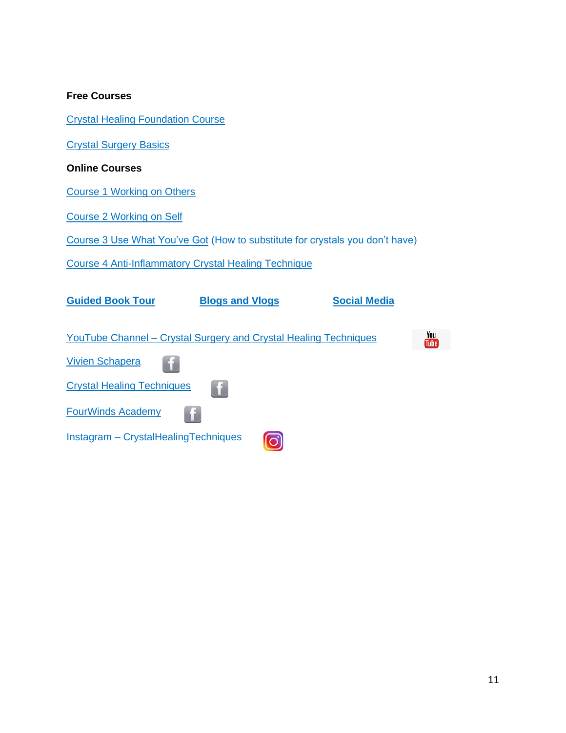**Free Courses**

Crystal Healing Foundation Course

Crystal Surgery Basics

**Online Courses**

Course 1 Working on Others

Course 2 Working on Self

Course 3 Use What You've Got (How to substitute for crystals you don't have)

Course 4 Anti-Inflammatory Crystal Healing Technique

**Guided Book Tour** **Blogs and Vlogs** **Social Media**

YouTube Channel – Crystal Surgery and Crystal Healing Techniques

Vivien Schapera

Crystal Healing Techniques

FourWinds Academy

Instagram – CrystalHealingTechniques